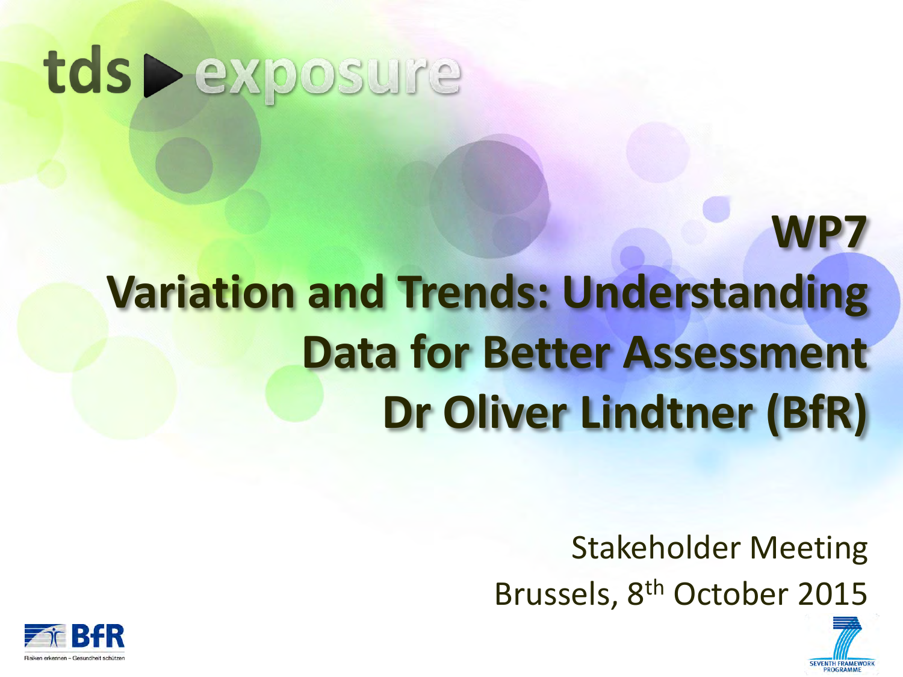tds ▶ exposure

# WP7
# Variation and Trends: Understanding Data for Better Assessment
# Dr Oliver Lindtner (BfR)

Stakeholder Meeting

Brussels, 8th October 2015

BfR – Risiken erkennen – Gesundheit schützen

SEVENTH FRAMEWORK PROGRAMME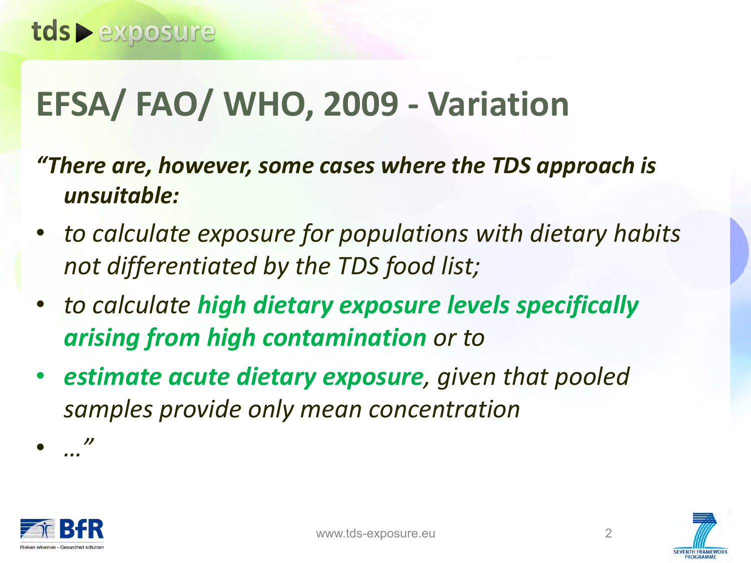# EFSA/ FAO/ WHO, 2009 - Variation

***"There are, however, some cases where the TDS approach is unsuitable:***

- *to calculate exposure for populations with dietary habits not differentiated by the TDS food list;*
- *to calculate* ***high dietary exposure levels specifically arising from high contamination*** *or to*
- ***estimate acute dietary exposure****, given that pooled samples provide only mean concentration*
- *…"*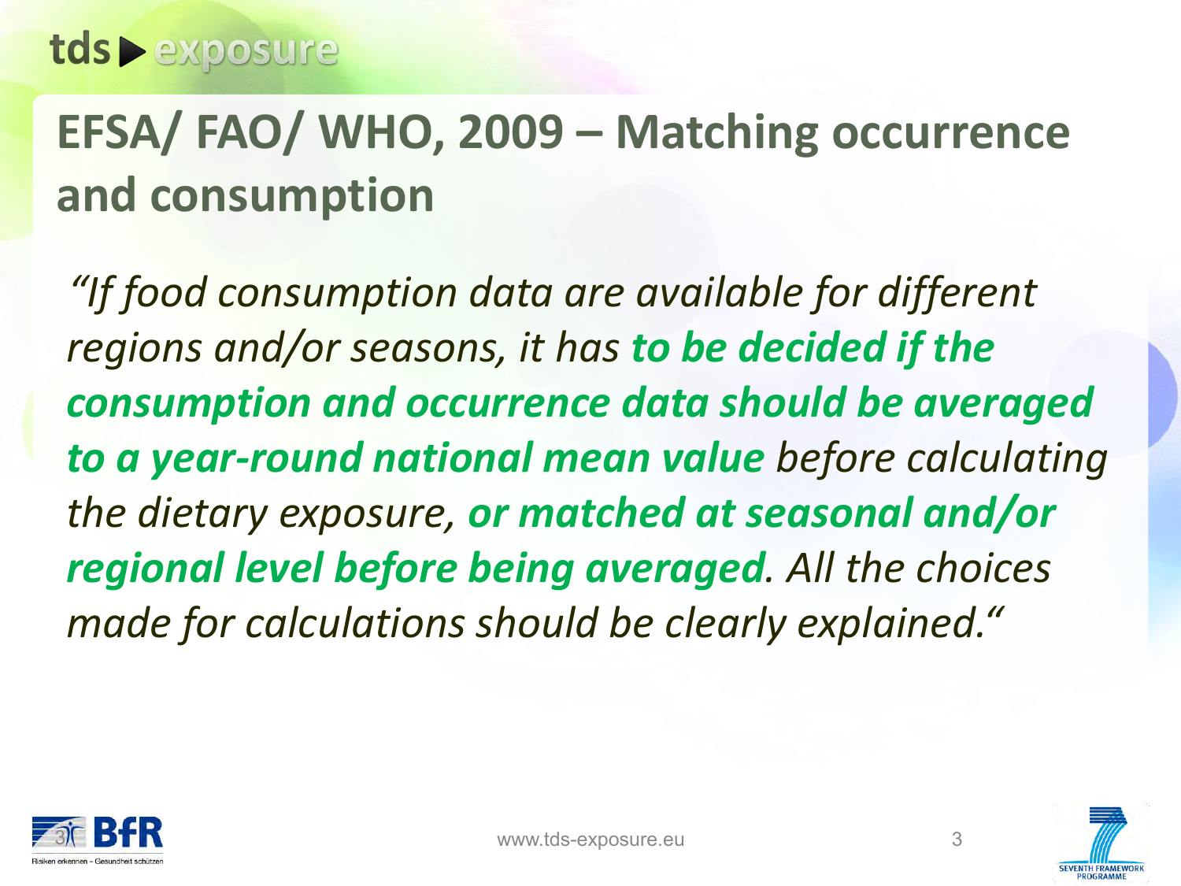# EFSA/ FAO/ WHO, 2009 – Matching occurrence and consumption

*"If food consumption data are available for different regions and/or seasons, it has **to be decided if the consumption and occurrence data should be averaged to a year-round national mean value** before calculating the dietary exposure, **or matched at seasonal and/or regional level before being averaged**. All the choices made for calculations should be clearly explained."*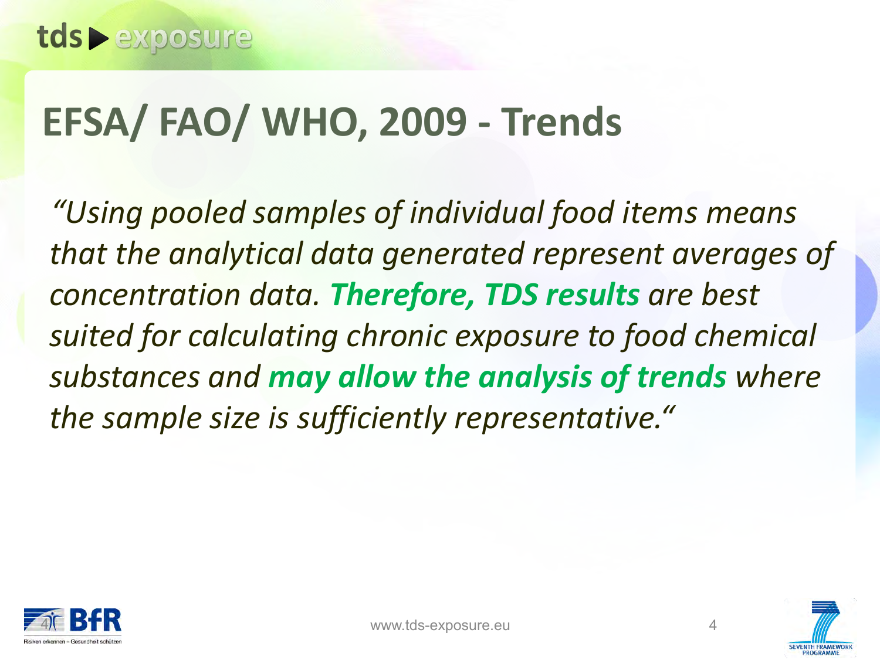# EFSA/ FAO/ WHO, 2009 - Trends

*"Using pooled samples of individual food items means that the analytical data generated represent averages of concentration data.* ***Therefore, TDS results*** *are best suited for calculating chronic exposure to food chemical substances and* ***may allow the analysis of trends*** *where the sample size is sufficiently representative."*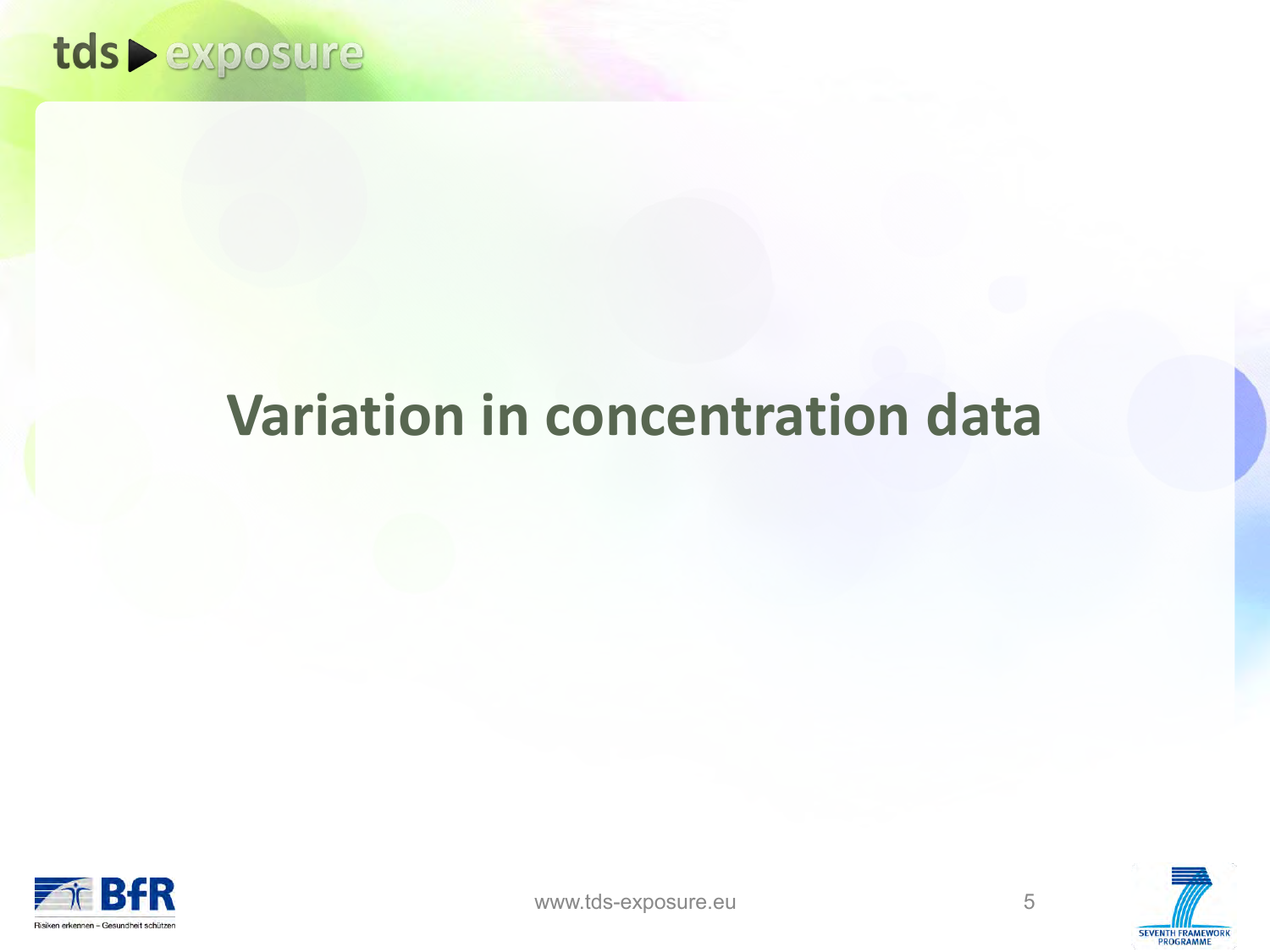# Variation in concentration data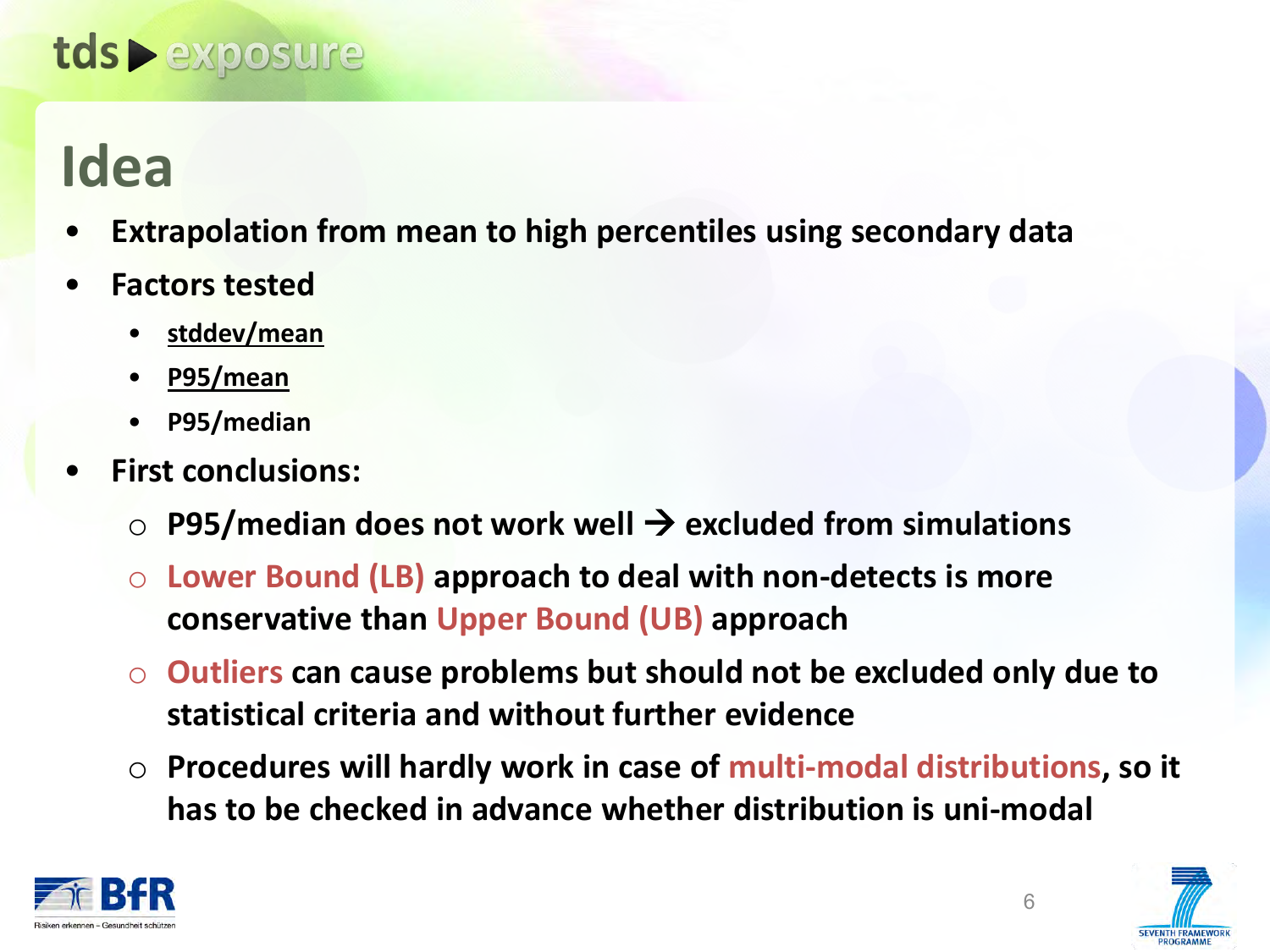# Idea

- **Extrapolation from mean to high percentiles using secondary data**
- **Factors tested**
  - **stddev/mean**
  - **P95/mean**
  - **P95/median**
- **First conclusions:**
  - **P95/median does not work well → excluded from simulations**
  - **Lower Bound (LB) approach to deal with non-detects is more conservative than Upper Bound (UB) approach**
  - **Outliers can cause problems but should not be excluded only due to statistical criteria and without further evidence**
  - **Procedures will hardly work in case of multi-modal distributions, so it has to be checked in advance whether distribution is uni-modal**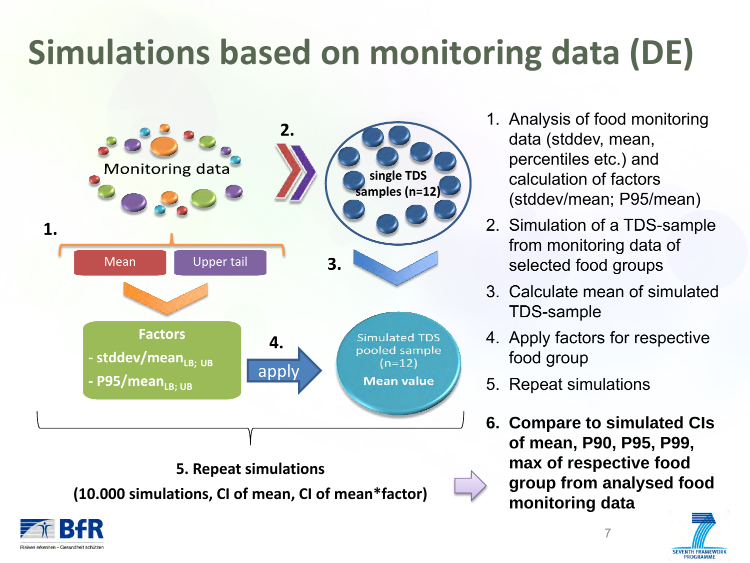# Simulations based on monitoring data (DE)

Monitoring data

**1.**

Mean | Upper tail

**Factors**

- **stddev/mean$_{LB; UB}$**
- **P95/mean$_{LB; UB}$**

**2.**

single TDS samples (n=12)

**3.**

**4.** apply

Simulated TDS pooled sample (n=12)

**Mean value**

**5. Repeat simulations**

**(10.000 simulations, CI of mean, CI of mean*factor)**

1. Analysis of food monitoring data (stddev, mean, percentiles etc.) and calculation of factors (stddev/mean; P95/mean)
2. Simulation of a TDS-sample from monitoring data of selected food groups
3. Calculate mean of simulated TDS-sample
4. Apply factors for respective food group
5. Repeat simulations
6. **Compare to simulated CIs of mean, P90, P95, P99, max of respective food group from analysed food monitoring data**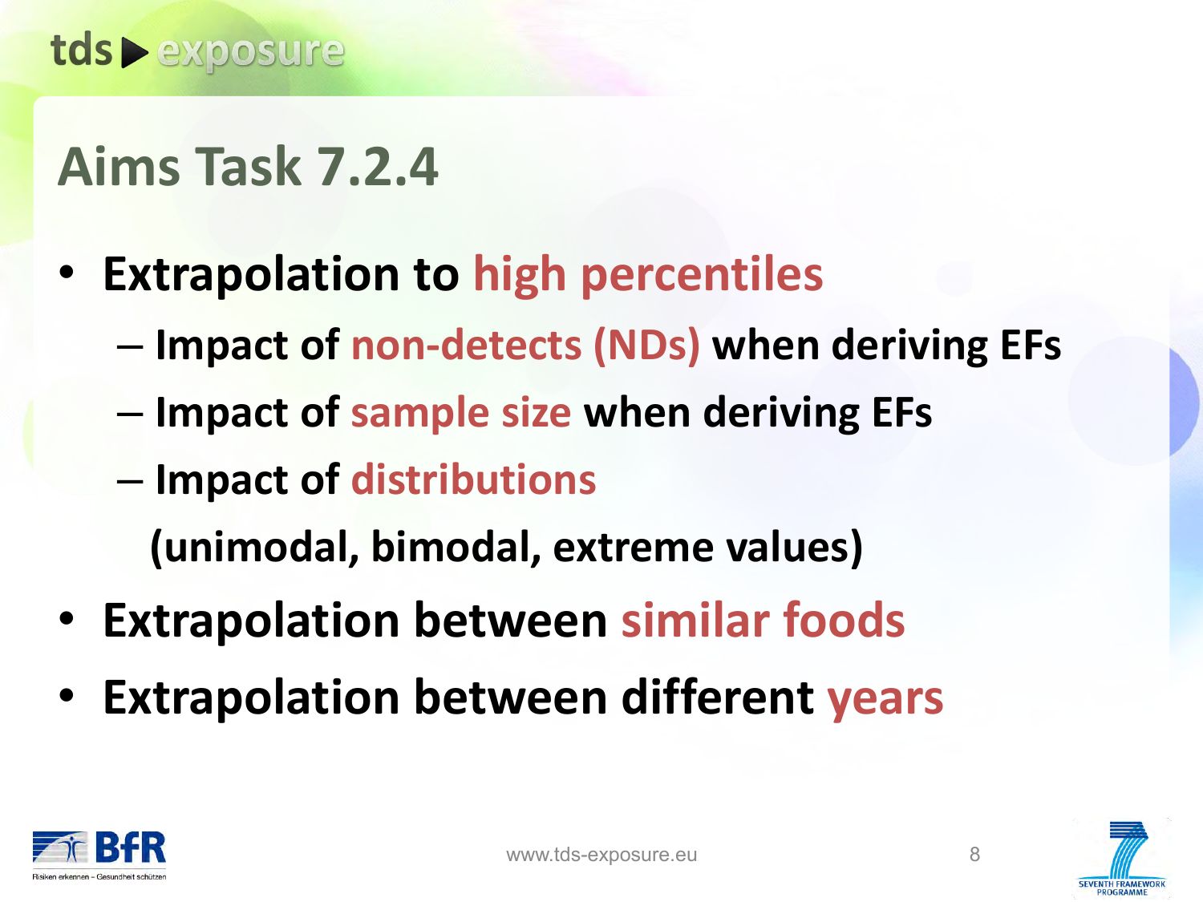# Aims Task 7.2.4

- **Extrapolation to high percentiles**
  - **Impact of non-detects (NDs) when deriving EFs**
  - **Impact of sample size when deriving EFs**
  - **Impact of distributions (unimodal, bimodal, extreme values)**
- **Extrapolation between similar foods**
- **Extrapolation between different years**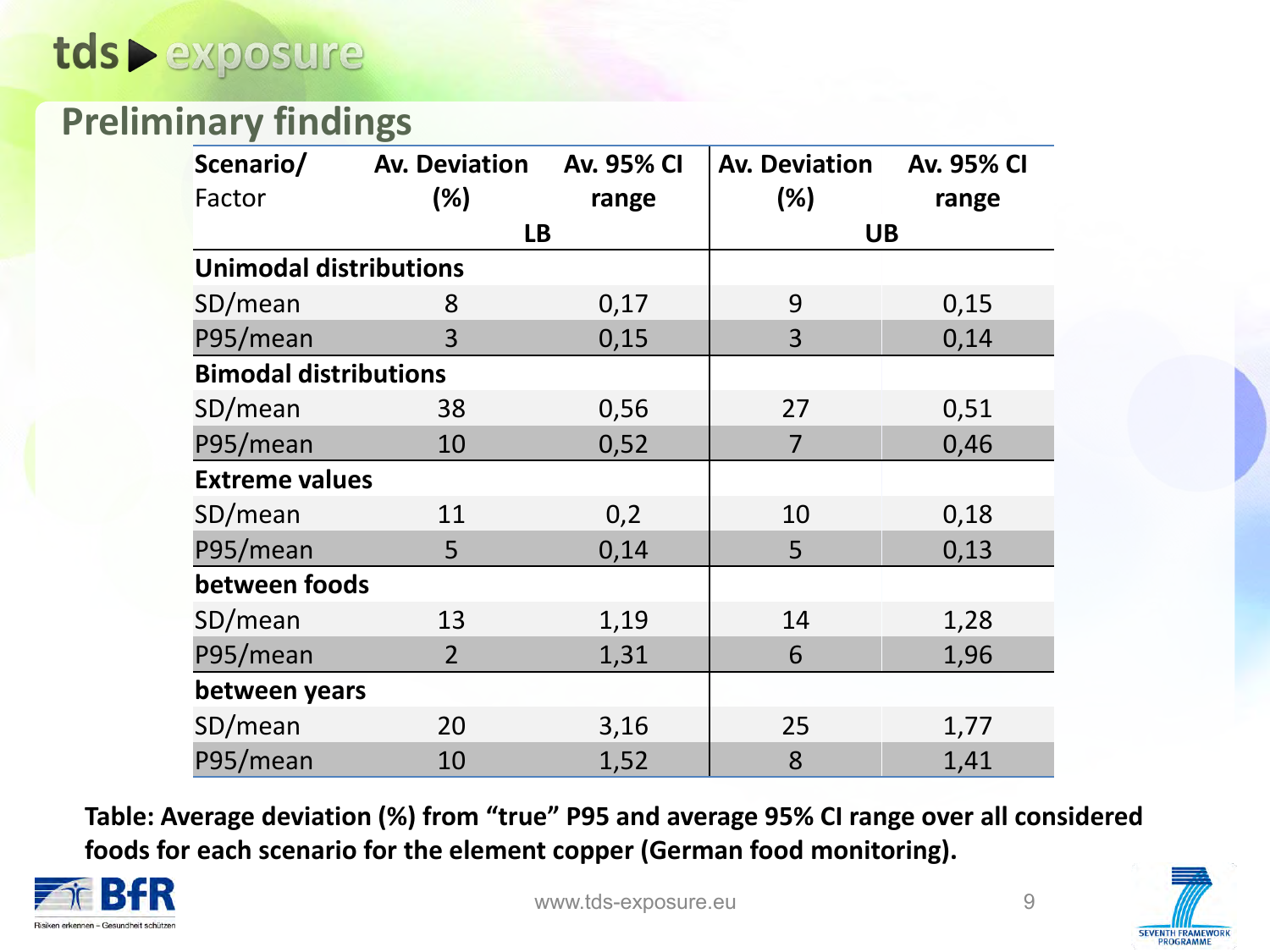## Preliminary findings

| Scenario/ Factor | Av. Deviation (%) | Av. 95% CI range | Av. Deviation (%) | Av. 95% CI range |
|---|---|---|---|---|
| | LB | | UB | |
| **Unimodal distributions** | | | | |
| SD/mean | 8 | 0,17 | 9 | 0,15 |
| P95/mean | 3 | 0,15 | 3 | 0,14 |
| **Bimodal distributions** | | | | |
| SD/mean | 38 | 0,56 | 27 | 0,51 |
| P95/mean | 10 | 0,52 | 7 | 0,46 |
| **Extreme values** | | | | |
| SD/mean | 11 | 0,2 | 10 | 0,18 |
| P95/mean | 5 | 0,14 | 5 | 0,13 |
| **between foods** | | | | |
| SD/mean | 13 | 1,19 | 14 | 1,28 |
| P95/mean | 2 | 1,31 | 6 | 1,96 |
| **between years** | | | | |
| SD/mean | 20 | 3,16 | 25 | 1,77 |
| P95/mean | 10 | 1,52 | 8 | 1,41 |

**Table: Average deviation (%) from "true" P95 and average 95% CI range over all considered foods for each scenario for the element copper (German food monitoring).**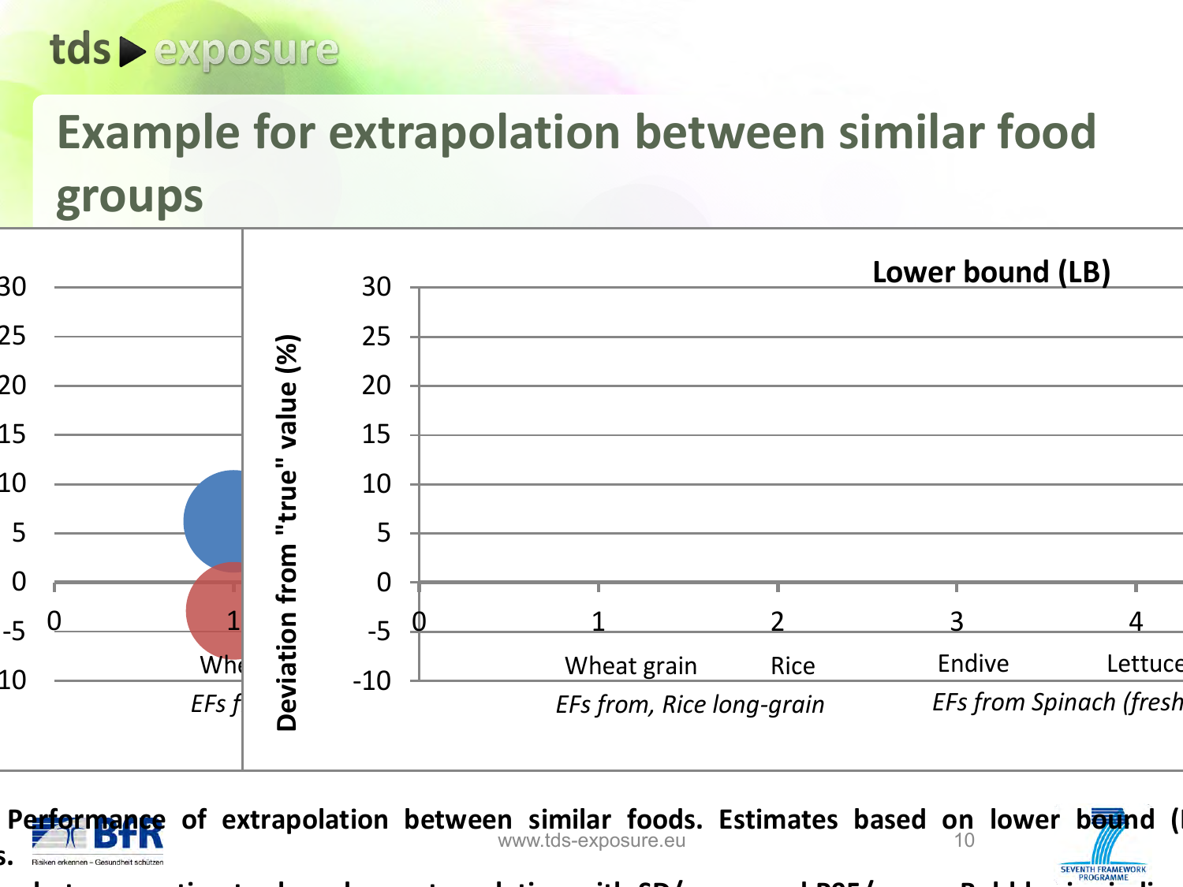# Example for extrapolation between similar food groups

Lower bound (LB)

Deviation from "true" value (%)

30
25
20
15
10
5
0
-5
-10

0 1 2 3 4

Wheat grain Rice Endive Lettuce

*EFs from, Rice long-grain* *EFs from Spinach (fresh*

**Performance of extrapolation between similar foods. Estimates based on lower bound (**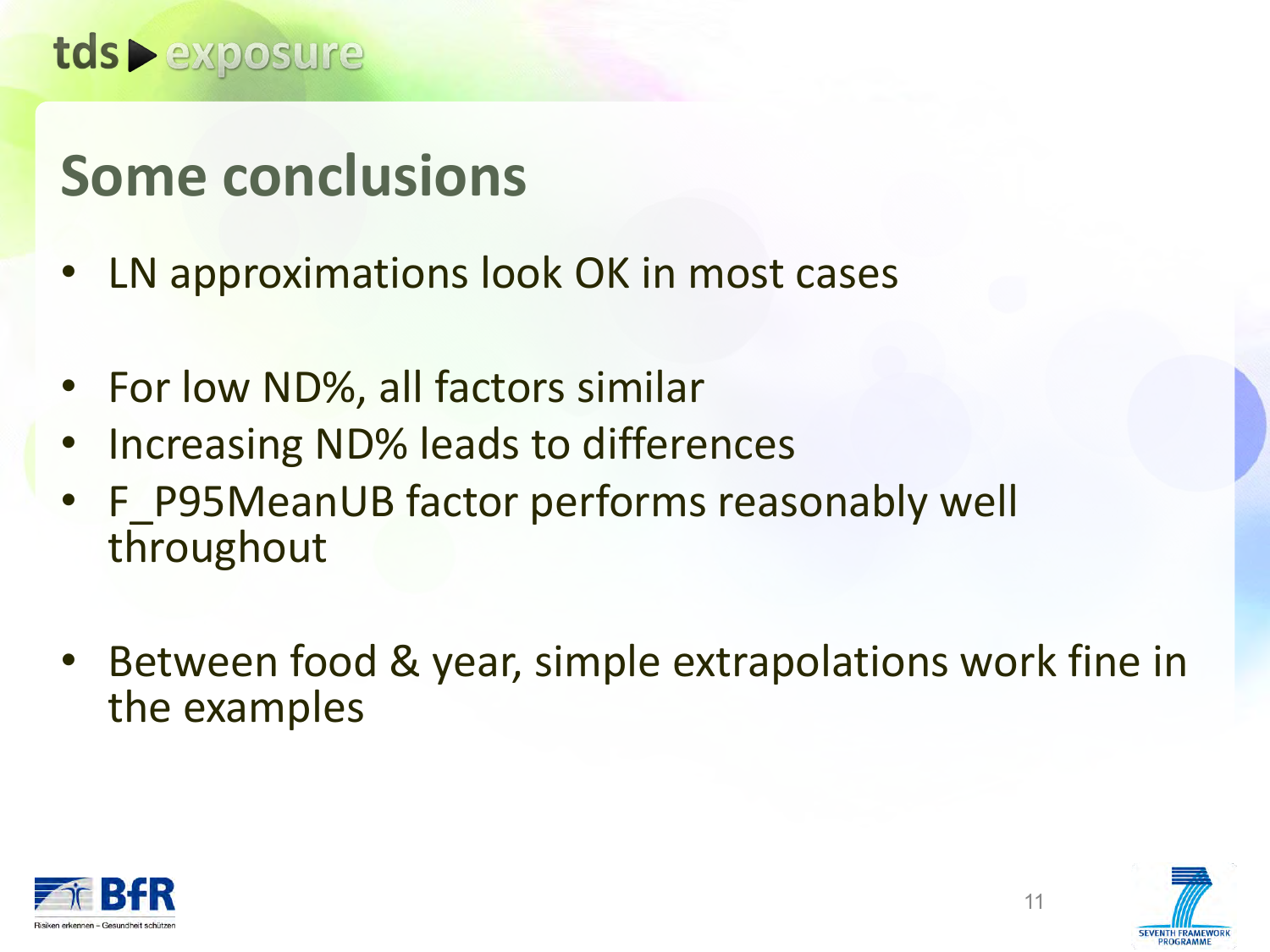# Some conclusions

- LN approximations look OK in most cases

- For low ND%, all factors similar
- Increasing ND% leads to differences
- F_P95MeanUB factor performs reasonably well throughout

- Between food & year, simple extrapolations work fine in the examples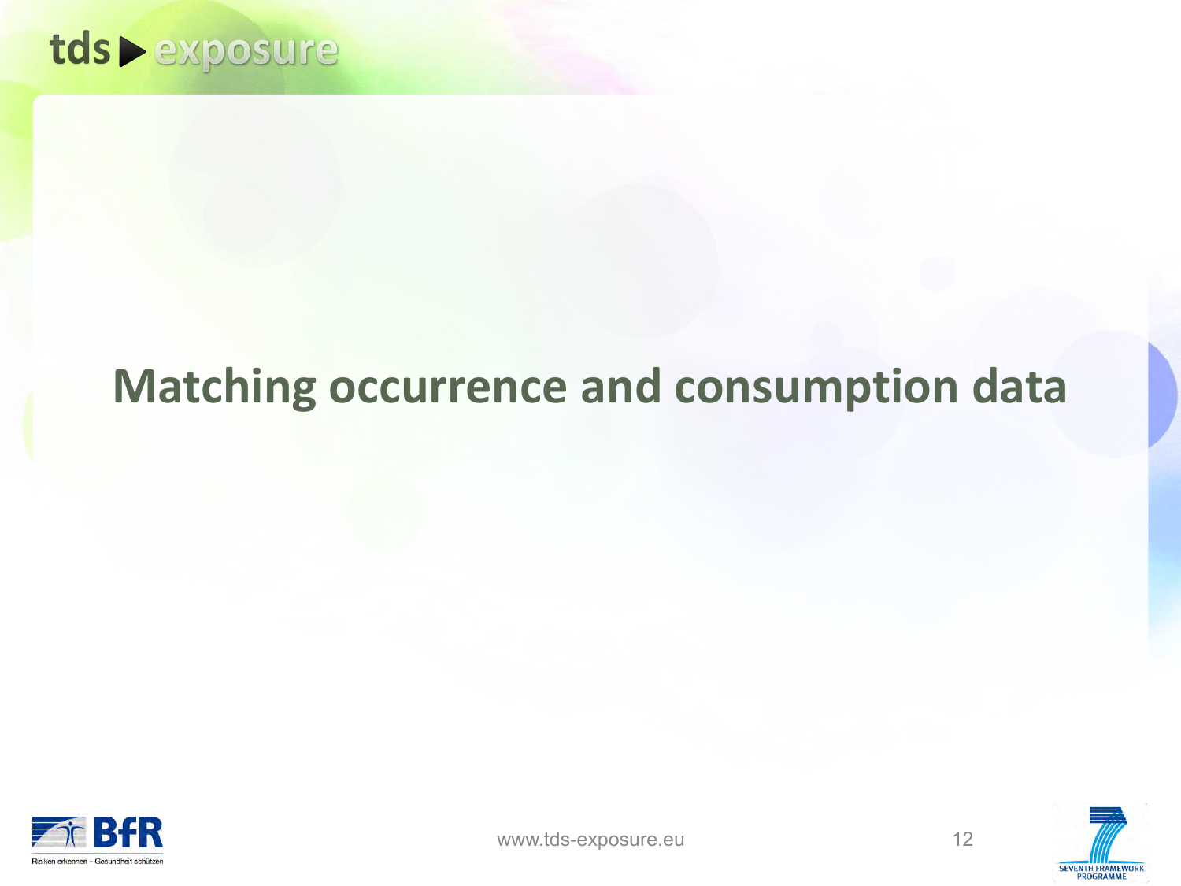# Matching occurrence and consumption data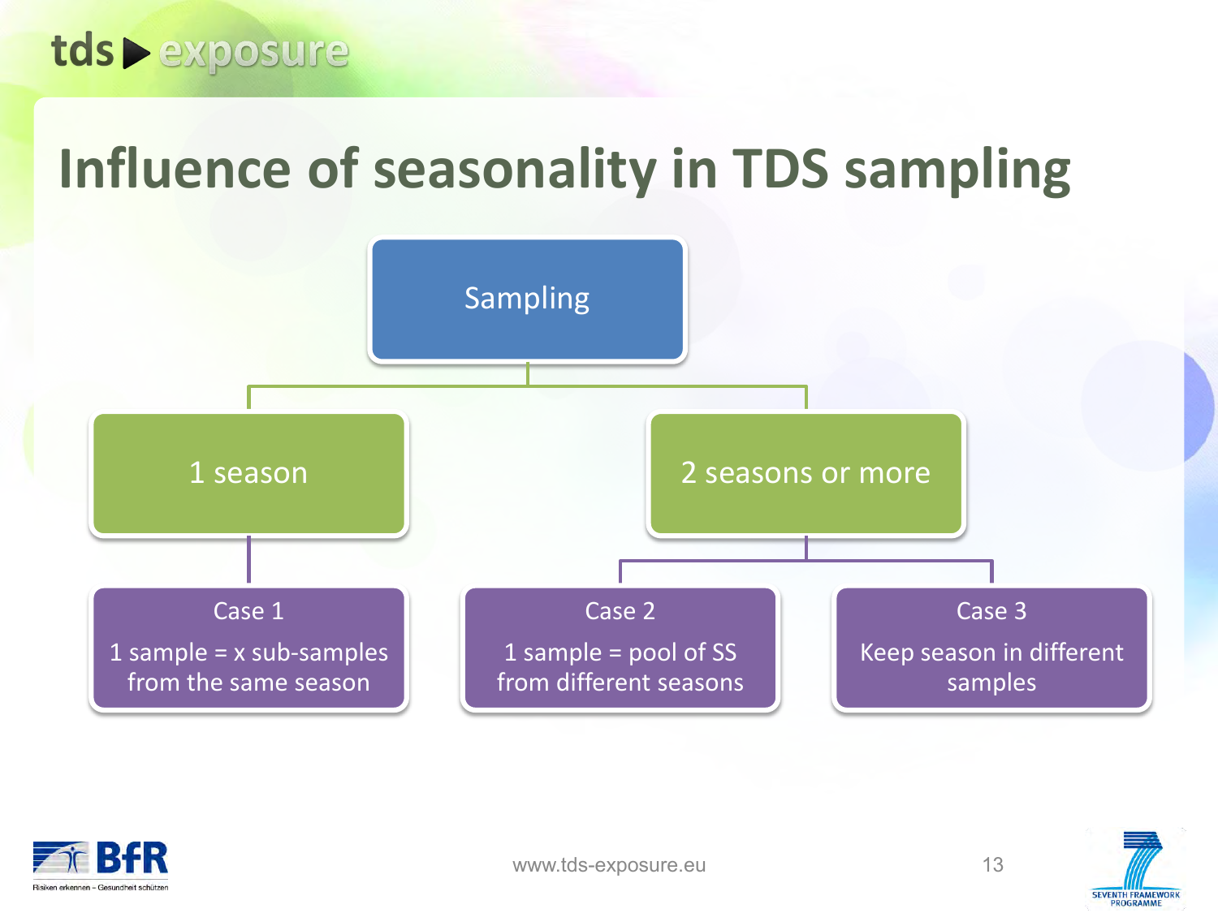# Influence of seasonality in TDS sampling

- Sampling
  - 1 season
    - Case 1
      1 sample = x sub-samples from the same season
  - 2 seasons or more
    - Case 2
      1 sample = pool of SS from different seasons
    - Case 3
      Keep season in different samples

www.tds-exposure.eu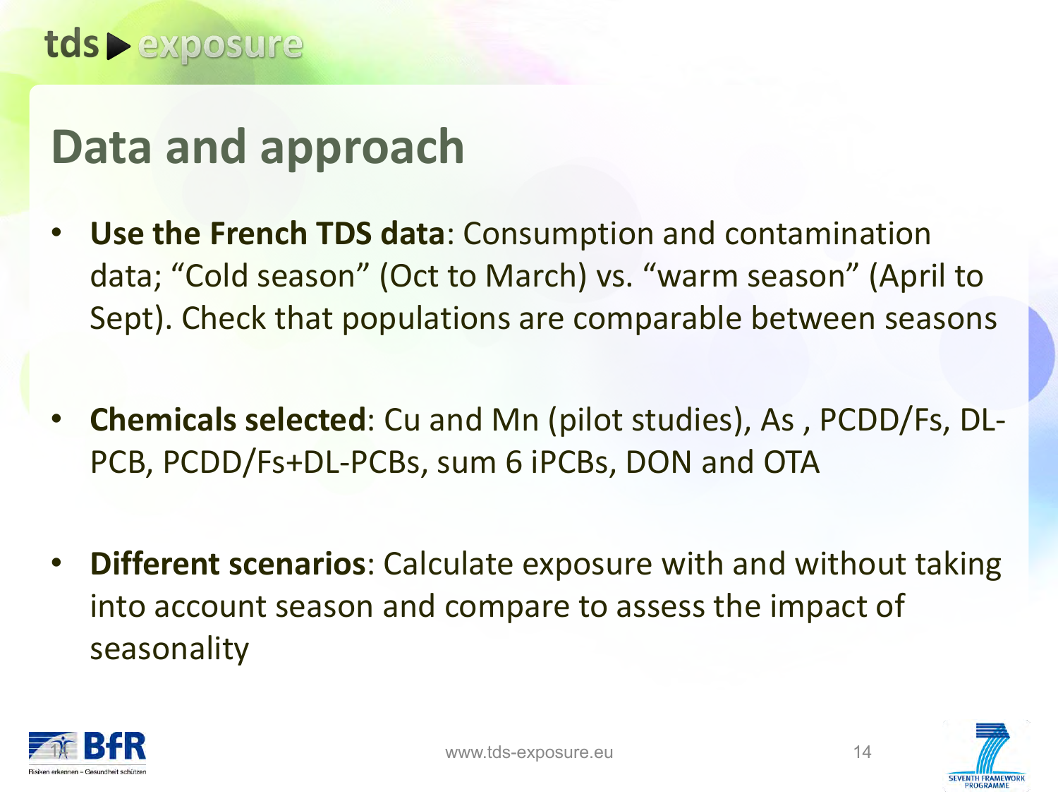# Data and approach

- **Use the French TDS data**: Consumption and contamination data; “Cold season” (Oct to March) vs. “warm season” (April to Sept). Check that populations are comparable between seasons

- **Chemicals selected**: Cu and Mn (pilot studies), As , PCDD/Fs, DL-PCB, PCDD/Fs+DL-PCBs, sum 6 iPCBs, DON and OTA

- **Different scenarios**: Calculate exposure with and without taking into account season and compare to assess the impact of seasonality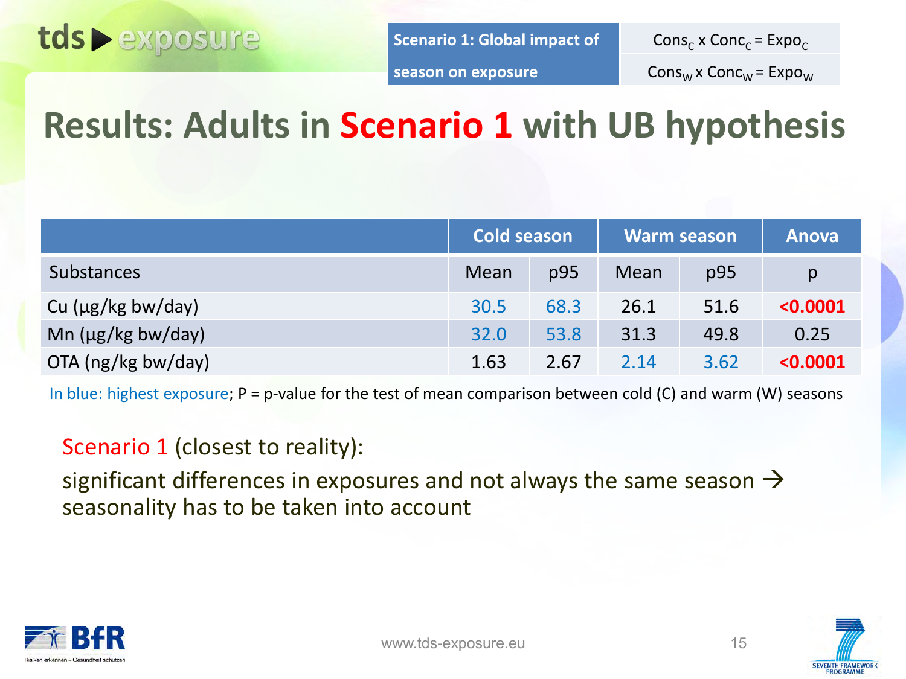tds ▶ exposure

| Scenario 1: Global impact of season on exposure | $Cons_C \times Conc_C = Expo_C$ <br> $Cons_W \times Conc_W = Expo_W$ |
|---|---|

# Results: Adults in Scenario 1 with UB hypothesis

| | Cold season | | Warm season | | Anova |
|---|---|---|---|---|---|
| Substances | Mean | p95 | Mean | p95 | p |
| Cu (µg/kg bw/day) | 30.5 | 68.3 | 26.1 | 51.6 | **<0.0001** |
| Mn (µg/kg bw/day) | 32.0 | 53.8 | 31.3 | 49.8 | 0.25 |
| OTA (ng/kg bw/day) | 1.63 | 2.67 | 2.14 | 3.62 | **<0.0001** |

In blue: highest exposure; P = p-value for the test of mean comparison between cold (C) and warm (W) seasons

Scenario 1 (closest to reality):

significant differences in exposures and not always the same season → seasonality has to be taken into account

BfR Risiken erkennen – Gesundheit schützen

www.tds-exposure.eu

SEVENTH FRAMEWORK PROGRAMME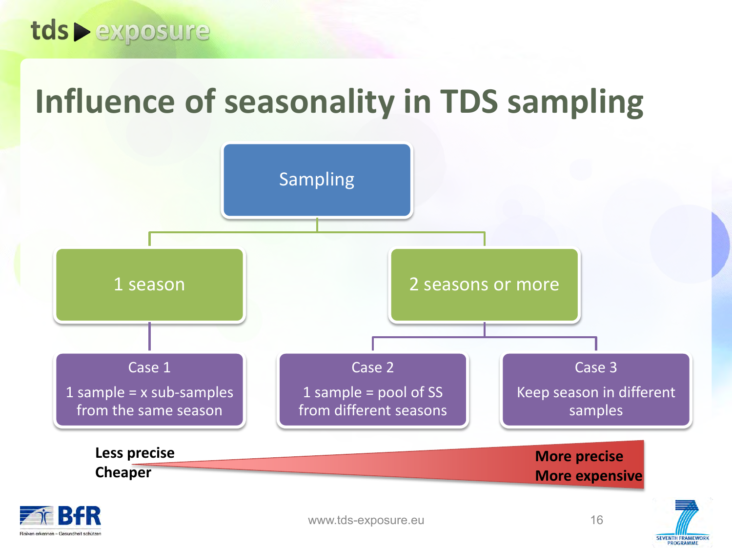# Influence of seasonality in TDS sampling

- **Sampling**
  - **1 season**
    - **Case 1**: 1 sample = x sub-samples from the same season
  - **2 seasons or more**
    - **Case 2**: 1 sample = pool of SS from different seasons
    - **Case 3**: Keep season in different samples

**Less precise**
**Cheaper**

**More precise**
**More expensive**

www.tds-exposure.eu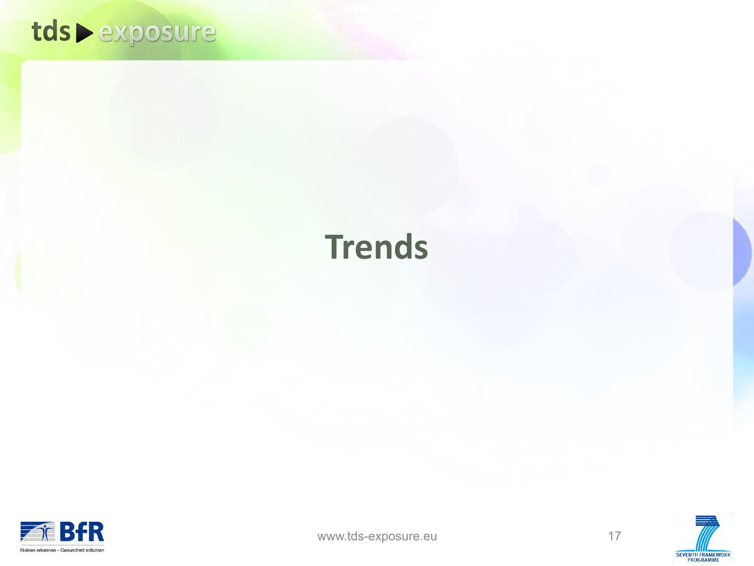# Trends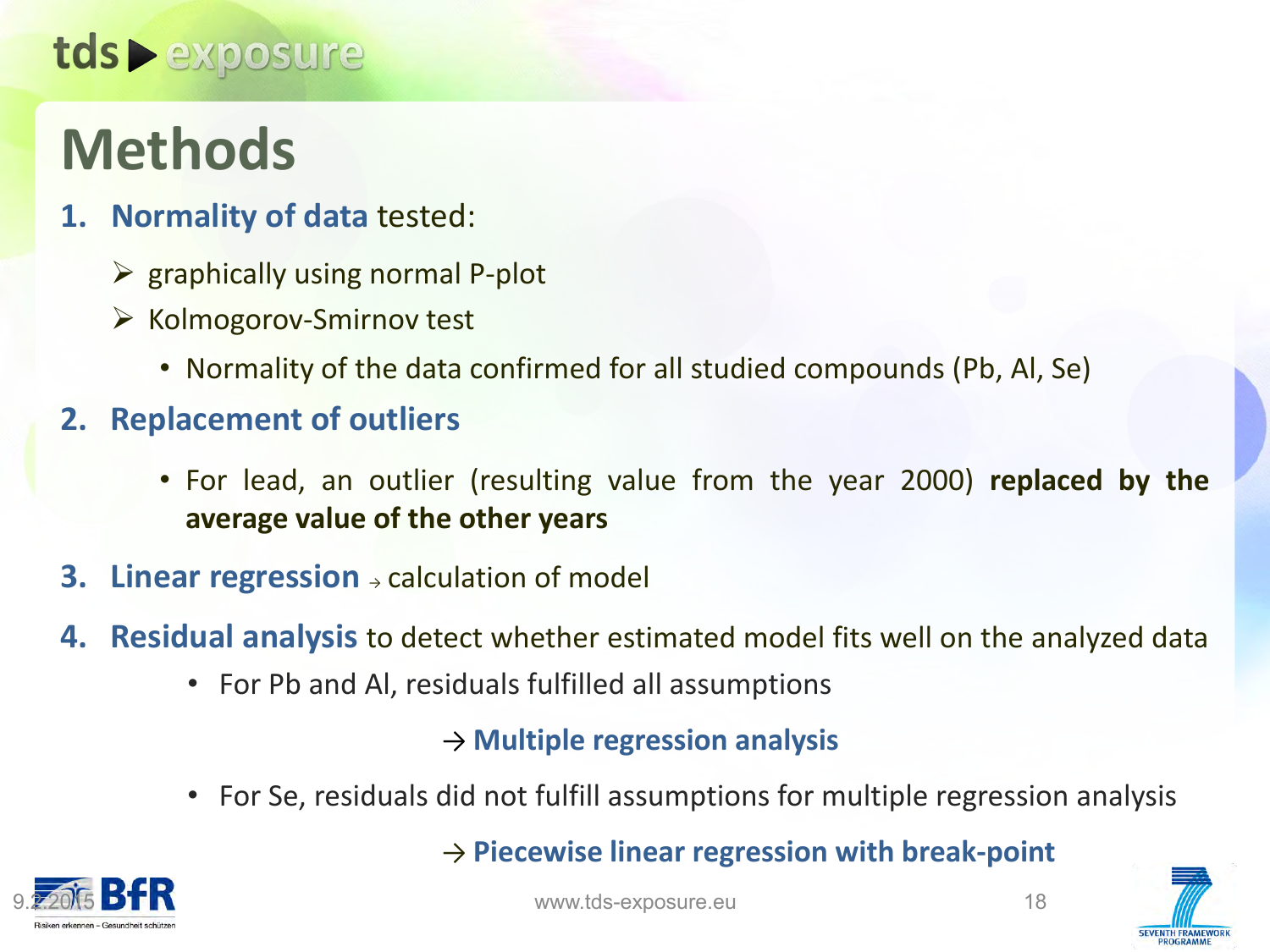# Methods

1. **Normality of data** tested:
   - graphically using normal P-plot
   - Kolmogorov-Smirnov test
     - Normality of the data confirmed for all studied compounds (Pb, Al, Se)
2. **Replacement of outliers**
   - For lead, an outlier (resulting value from the year 2000) **replaced by the average value of the other years**
3. **Linear regression** → calculation of model
4. **Residual analysis** to detect whether estimated model fits well on the analyzed data
   - For Pb and Al, residuals fulfilled all assumptions

     → **Multiple regression analysis**
   - For Se, residuals did not fulfill assumptions for multiple regression analysis

     → **Piecewise linear regression with break-point**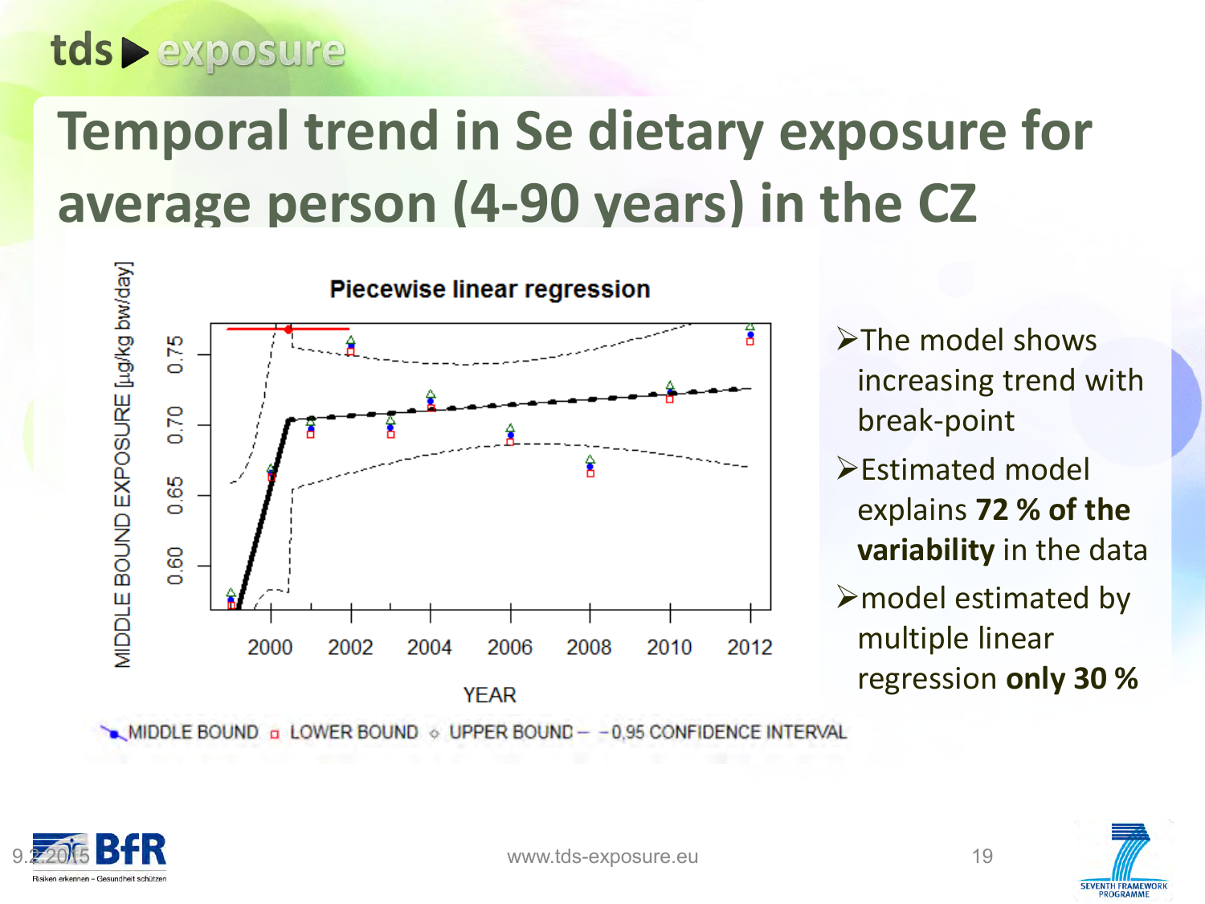# Temporal trend in Se dietary exposure for average person (4-90 years) in the CZ

**Piecewise linear regression**

MIDDLE BOUND EXPOSURE [µg/kg bw/day]

YEAR

MIDDLE BOUND ◻ LOWER BOUND ◇ UPPER BOUND – – 0,95 CONFIDENCE INTERVAL

- The model shows increasing trend with break-point
- Estimated model explains **72 % of the variability** in the data
- model estimated by multiple linear regression **only 30 %**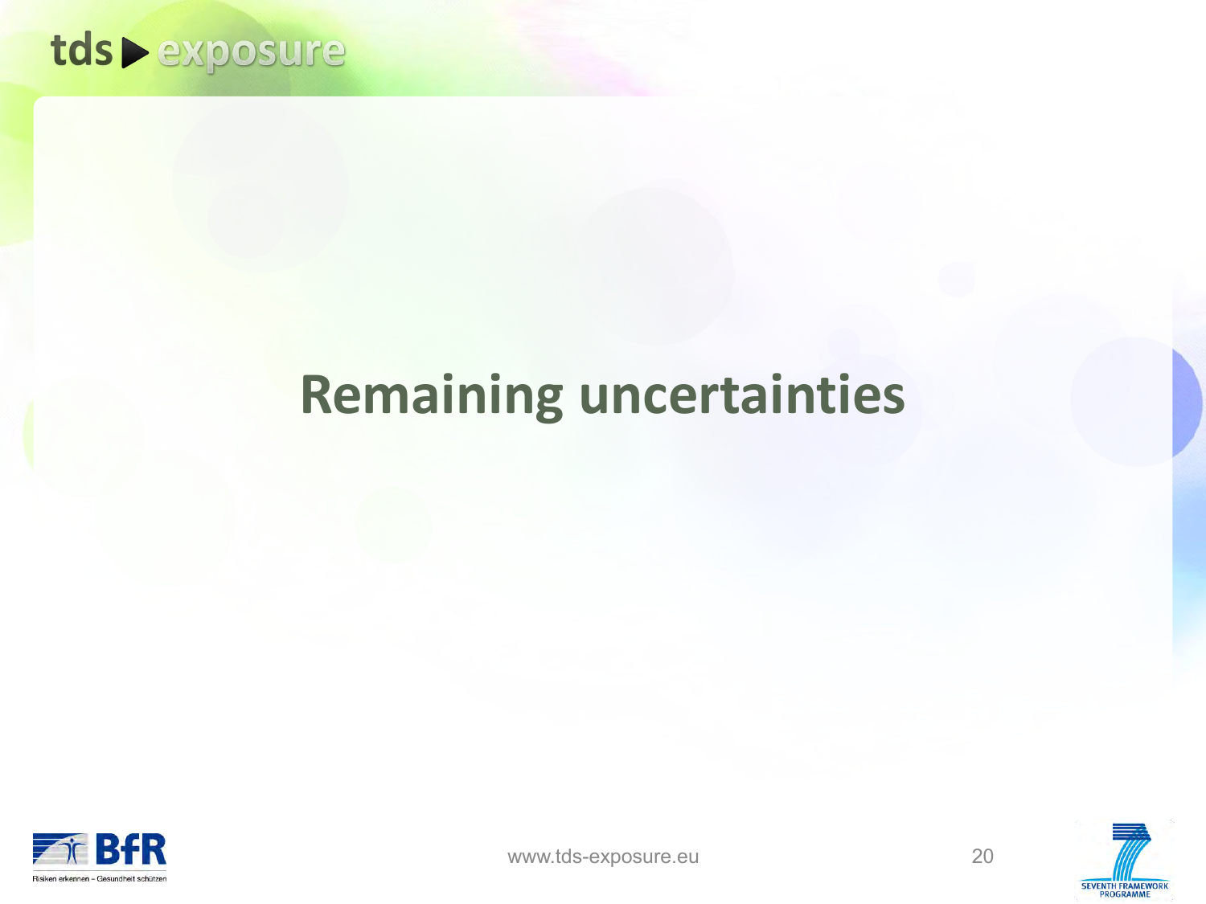# Remaining uncertainties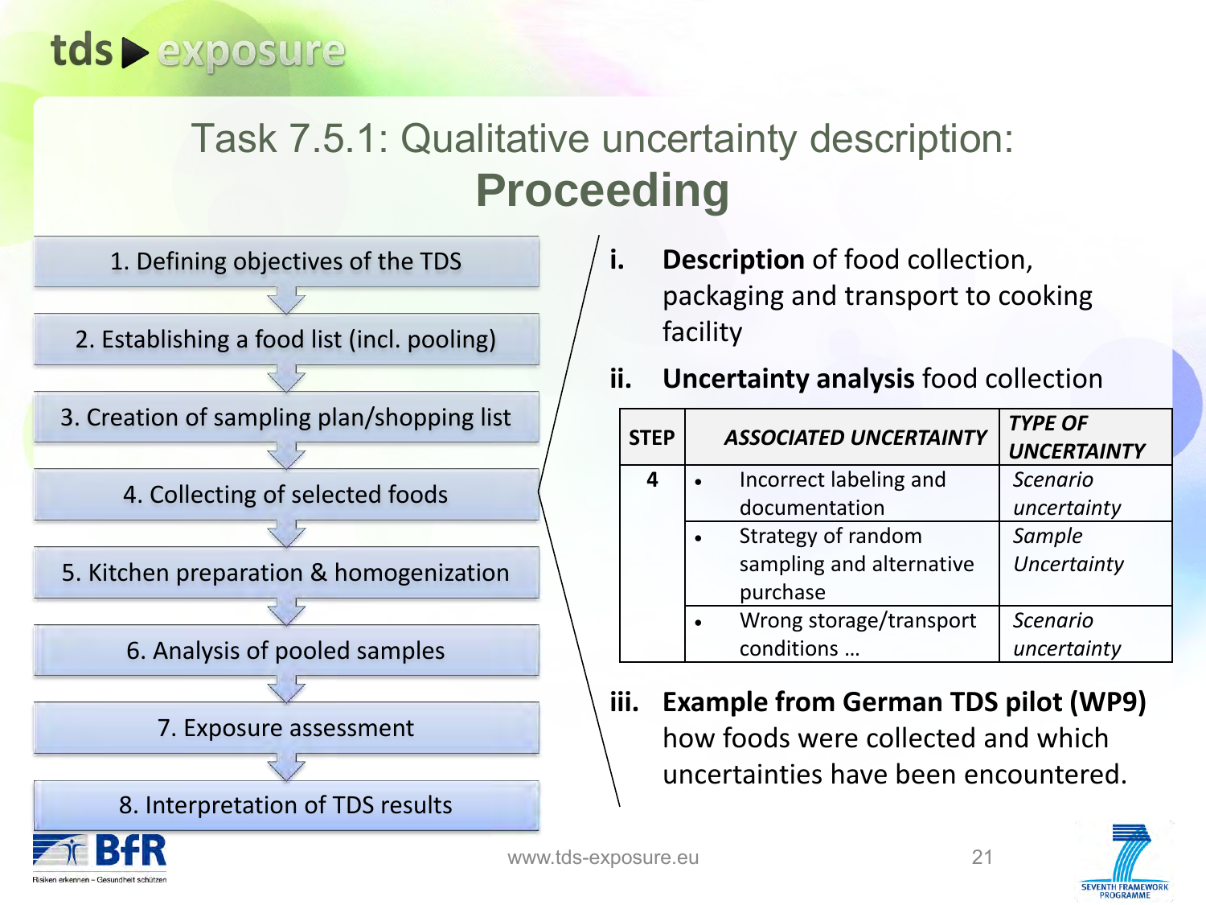# Task 7.5.1: Qualitative uncertainty description: **Proceeding**

1. Defining objectives of the TDS
2. Establishing a food list (incl. pooling)
3. Creation of sampling plan/shopping list
4. Collecting of selected foods
5. Kitchen preparation & homogenization
6. Analysis of pooled samples
7. Exposure assessment
8. Interpretation of TDS results

**i.** **Description** of food collection, packaging and transport to cooking facility

**ii.** **Uncertainty analysis** food collection

| STEP | *ASSOCIATED UNCERTAINTY* | *TYPE OF UNCERTAINTY* |
|---|---|---|
| 4 | • Incorrect labeling and documentation | *Scenario uncertainty* |
| | • Strategy of random sampling and alternative purchase | *Sample Uncertainty* |
| | • Wrong storage/transport conditions … | *Scenario uncertainty* |

**iii.** **Example from German TDS pilot (WP9)** how foods were collected and which uncertainties have been encountered.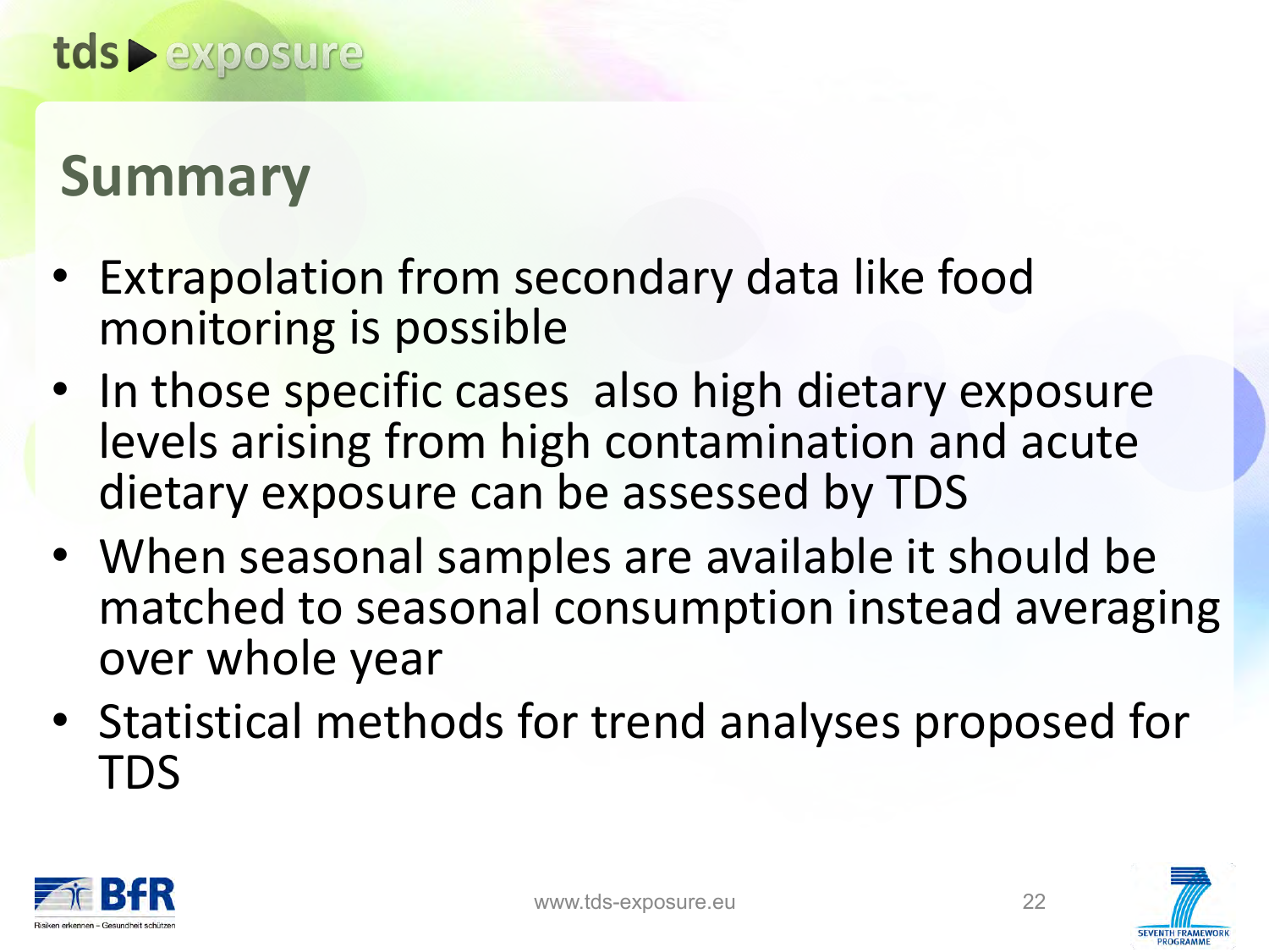## Summary

- Extrapolation from secondary data like food monitoring is possible
- In those specific cases also high dietary exposure levels arising from high contamination and acute dietary exposure can be assessed by TDS
- When seasonal samples are available it should be matched to seasonal consumption instead averaging over whole year
- Statistical methods for trend analyses proposed for TDS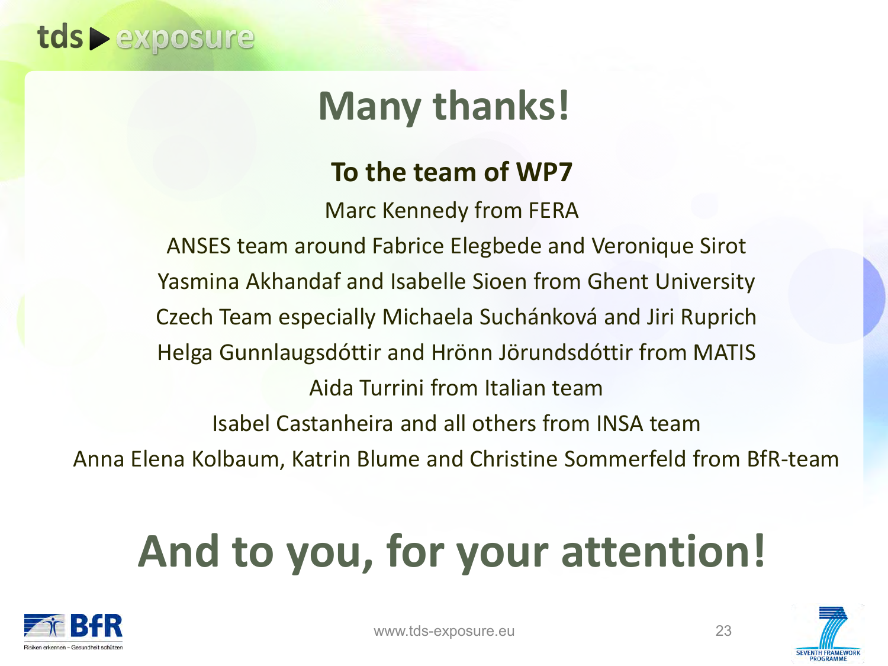# Many thanks!

**To the team of WP7**

Marc Kennedy from FERA

ANSES team around Fabrice Elegbede and Veronique Sirot

Yasmina Akhandaf and Isabelle Sioen from Ghent University

Czech Team especially Michaela Suchánková and Jiri Ruprich

Helga Gunnlaugsdóttir and Hrönn Jörundsdóttir from MATIS

Aida Turrini from Italian team

Isabel Castanheira and all others from INSA team

Anna Elena Kolbaum, Katrin Blume and Christine Sommerfeld from BfR-team

# And to you, for your attention!